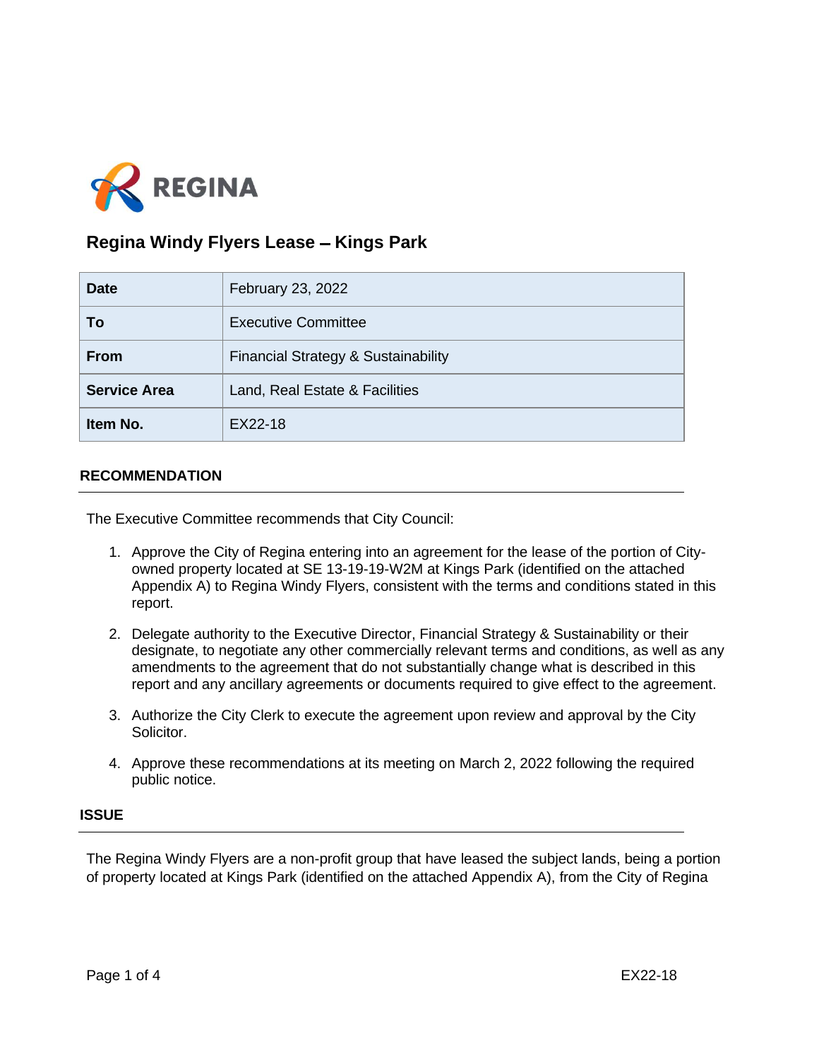REGINA

# Regina Windy Flyers Lease – Kings Park

| Date | February 23, 2022 |
|---|---|
| To | Executive Committee |
| From | Financial Strategy & Sustainability |
| Service Area | Land, Real Estate & Facilities |
| Item No. | EX22-18 |

## RECOMMENDATION

The Executive Committee recommends that City Council:

1. Approve the City of Regina entering into an agreement for the lease of the portion of City-owned property located at SE 13-19-19-W2M at Kings Park (identified on the attached Appendix A) to Regina Windy Flyers, consistent with the terms and conditions stated in this report.

2. Delegate authority to the Executive Director, Financial Strategy & Sustainability or their designate, to negotiate any other commercially relevant terms and conditions, as well as any amendments to the agreement that do not substantially change what is described in this report and any ancillary agreements or documents required to give effect to the agreement.

3. Authorize the City Clerk to execute the agreement upon review and approval by the City Solicitor.

4. Approve these recommendations at its meeting on March 2, 2022 following the required public notice.

## ISSUE

The Regina Windy Flyers are a non-profit group that have leased the subject lands, being a portion of property located at Kings Park (identified on the attached Appendix A), from the City of Regina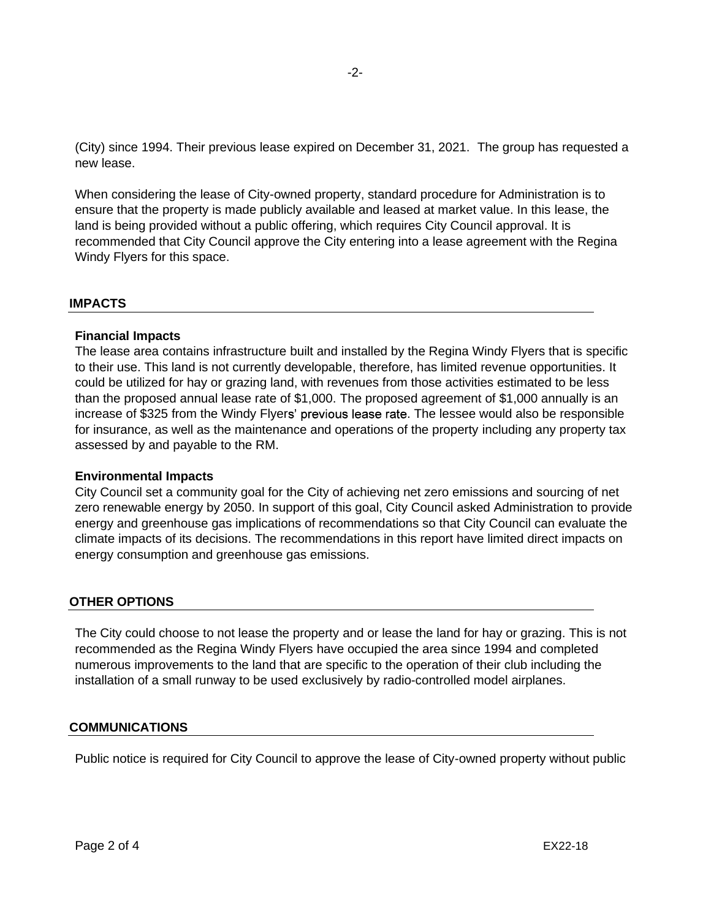(City) since 1994. Their previous lease expired on December 31, 2021. The group has requested a new lease.

When considering the lease of City-owned property, standard procedure for Administration is to ensure that the property is made publicly available and leased at market value. In this lease, the land is being provided without a public offering, which requires City Council approval. It is recommended that City Council approve the City entering into a lease agreement with the Regina Windy Flyers for this space.

## IMPACTS

**Financial Impacts**

The lease area contains infrastructure built and installed by the Regina Windy Flyers that is specific to their use. This land is not currently developable, therefore, has limited revenue opportunities. It could be utilized for hay or grazing land, with revenues from those activities estimated to be less than the proposed annual lease rate of $1,000. The proposed agreement of $1,000 annually is an increase of $325 from the Windy Flyers' previous lease rate. The lessee would also be responsible for insurance, as well as the maintenance and operations of the property including any property tax assessed by and payable to the RM.

**Environmental Impacts**

City Council set a community goal for the City of achieving net zero emissions and sourcing of net zero renewable energy by 2050. In support of this goal, City Council asked Administration to provide energy and greenhouse gas implications of recommendations so that City Council can evaluate the climate impacts of its decisions. The recommendations in this report have limited direct impacts on energy consumption and greenhouse gas emissions.

## OTHER OPTIONS

The City could choose to not lease the property and or lease the land for hay or grazing. This is not recommended as the Regina Windy Flyers have occupied the area since 1994 and completed numerous improvements to the land that are specific to the operation of their club including the installation of a small runway to be used exclusively by radio-controlled model airplanes.

## COMMUNICATIONS

Public notice is required for City Council to approve the lease of City-owned property without public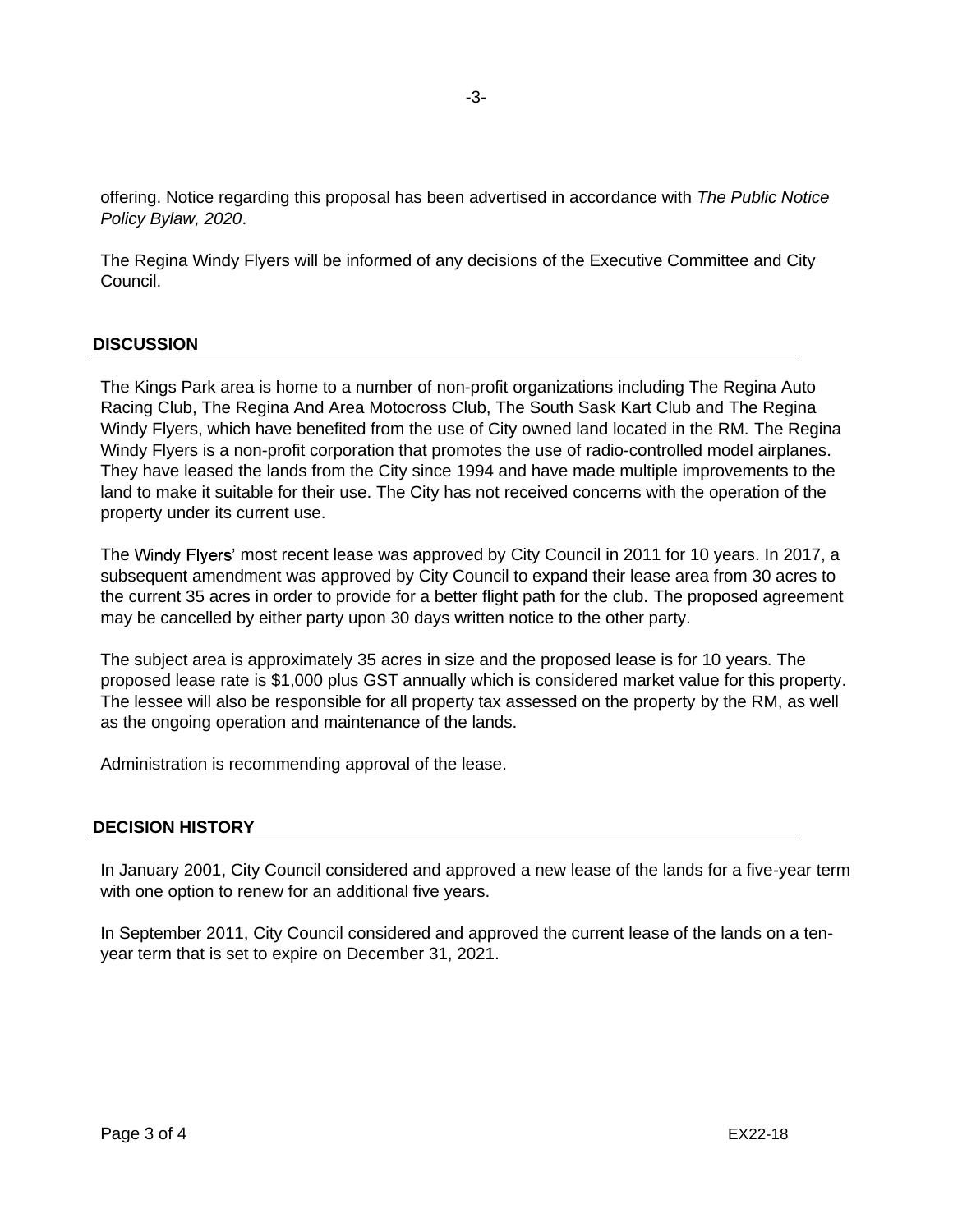offering. Notice regarding this proposal has been advertised in accordance with *The Public Notice Policy Bylaw, 2020*.

The Regina Windy Flyers will be informed of any decisions of the Executive Committee and City Council.

## DISCUSSION

The Kings Park area is home to a number of non-profit organizations including The Regina Auto Racing Club, The Regina And Area Motocross Club, The South Sask Kart Club and The Regina Windy Flyers, which have benefited from the use of City owned land located in the RM. The Regina Windy Flyers is a non-profit corporation that promotes the use of radio-controlled model airplanes. They have leased the lands from the City since 1994 and have made multiple improvements to the land to make it suitable for their use. The City has not received concerns with the operation of the property under its current use.

The Windy Flyers' most recent lease was approved by City Council in 2011 for 10 years. In 2017, a subsequent amendment was approved by City Council to expand their lease area from 30 acres to the current 35 acres in order to provide for a better flight path for the club. The proposed agreement may be cancelled by either party upon 30 days written notice to the other party.

The subject area is approximately 35 acres in size and the proposed lease is for 10 years. The proposed lease rate is $1,000 plus GST annually which is considered market value for this property. The lessee will also be responsible for all property tax assessed on the property by the RM, as well as the ongoing operation and maintenance of the lands.

Administration is recommending approval of the lease.

## DECISION HISTORY

In January 2001, City Council considered and approved a new lease of the lands for a five-year term with one option to renew for an additional five years.

In September 2011, City Council considered and approved the current lease of the lands on a ten-year term that is set to expire on December 31, 2021.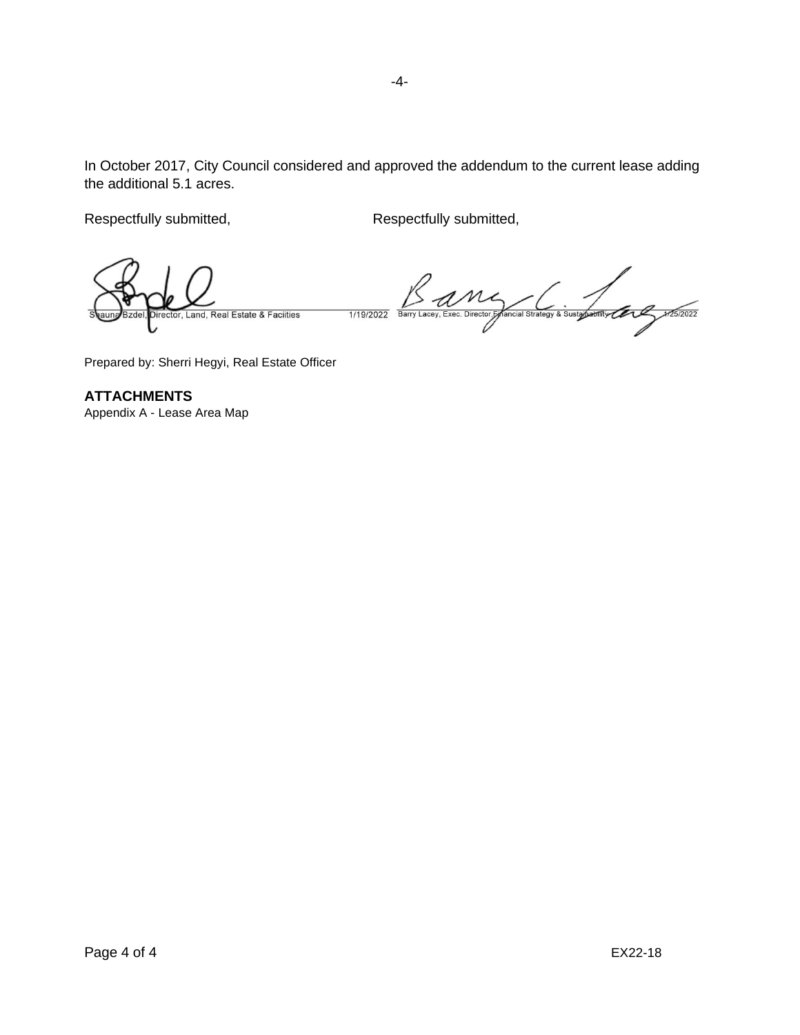In October 2017, City Council considered and approved the addendum to the current lease adding the additional 5.1 acres.

Respectfully submitted,

Shauna Bzdel, Director, Land, Real Estate & Facilities 1/19/2022

Respectfully submitted,

Barry Lacey, Exec. Director Financial Strategy & Sustainability 1/25/2022

Prepared by: Sherri Hegyi, Real Estate Officer

**ATTACHMENTS**

Appendix A - Lease Area Map